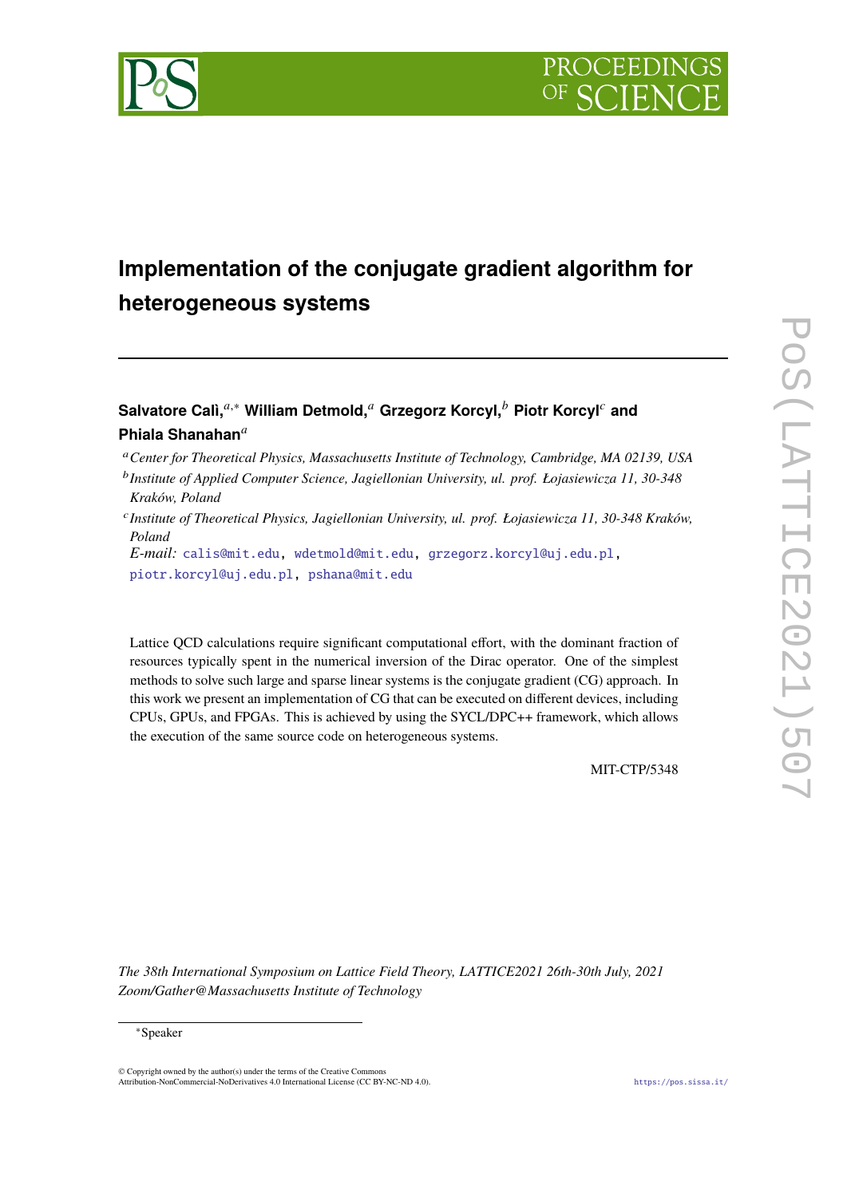# Implementation of the conjugate gradient algorithm for heterogeneous systems

**Salvatore Calì,**[a,*] **William Detmold,**[a] **Grzegorz Korcyl,**[b] **Piotr Korcyl**[c] **and Phiala Shanahan**[a]

[a] *Center for Theoretical Physics, Massachusetts Institute of Technology, Cambridge, MA 02139, USA*

[b] *Institute of Applied Computer Science, Jagiellonian University, ul. prof. Łojasiewicza 11, 30-348 Kraków, Poland*

[c] *Institute of Theoretical Physics, Jagiellonian University, ul. prof. Łojasiewicza 11, 30-348 Kraków, Poland*

*E-mail:* calis@mit.edu, wdetmold@mit.edu, grzegorz.korcyl@uj.edu.pl, piotr.korcyl@uj.edu.pl, pshana@mit.edu

Lattice QCD calculations require significant computational effort, with the dominant fraction of resources typically spent in the numerical inversion of the Dirac operator. One of the simplest methods to solve such large and sparse linear systems is the conjugate gradient (CG) approach. In this work we present an implementation of CG that can be executed on different devices, including CPUs, GPUs, and FPGAs. This is achieved by using the SYCL/DPC++ framework, which allows the execution of the same source code on heterogeneous systems.

MIT-CTP/5348

*The 38th International Symposium on Lattice Field Theory, LATTICE2021 26th-30th July, 2021 Zoom/Gather@Massachusetts Institute of Technology*

[*] Speaker

© Copyright owned by the author(s) under the terms of the Creative Commons Attribution-NonCommercial-NoDerivatives 4.0 International License (CC BY-NC-ND 4.0).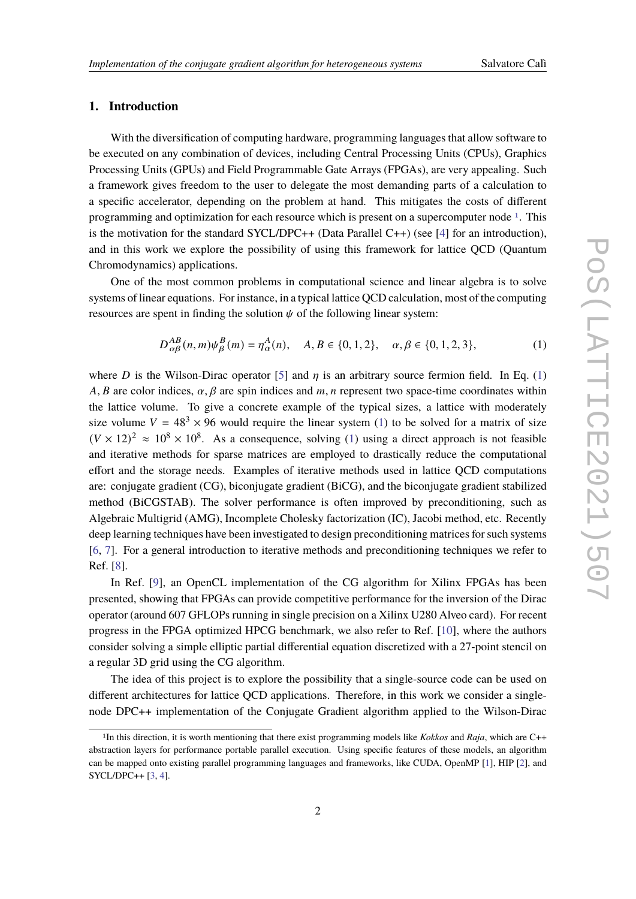## 1. Introduction

With the diversification of computing hardware, programming languages that allow software to be executed on any combination of devices, including Central Processing Units (CPUs), Graphics Processing Units (GPUs) and Field Programmable Gate Arrays (FPGAs), are very appealing. Such a framework gives freedom to the user to delegate the most demanding parts of a calculation to a specific accelerator, depending on the problem at hand. This mitigates the costs of different programming and optimization for each resource which is present on a supercomputer node [1]. This is the motivation for the standard SYCL/DPC++ (Data Parallel C++) (see [4] for an introduction), and in this work we explore the possibility of using this framework for lattice QCD (Quantum Chromodynamics) applications.

One of the most common problems in computational science and linear algebra is to solve systems of linear equations. For instance, in a typical lattice QCD calculation, most of the computing resources are spent in finding the solution $\psi$ of the following linear system:

$$D^{AB}_{\alpha\beta}(n,m)\psi^{B}_{\beta}(m) = \eta^{A}_{\alpha}(n), \quad A, B \in \{0,1,2\}, \quad \alpha, \beta \in \{0,1,2,3\}, \tag{1}$$

where $D$ is the Wilson-Dirac operator [5] and $\eta$ is an arbitrary source fermion field. In Eq. (1) $A, B$ are color indices, $\alpha, \beta$ are spin indices and $m, n$ represent two space-time coordinates within the lattice volume. To give a concrete example of the typical sizes, a lattice with moderately size volume $V = 48^3 \times 96$ would require the linear system (1) to be solved for a matrix of size $(V \times 12)^2 \approx 10^8 \times 10^8$. As a consequence, solving (1) using a direct approach is not feasible and iterative methods for sparse matrices are employed to drastically reduce the computational effort and the storage needs. Examples of iterative methods used in lattice QCD computations are: conjugate gradient (CG), biconjugate gradient (BiCG), and the biconjugate gradient stabilized method (BiCGSTAB). The solver performance is often improved by preconditioning, such as Algebraic Multigrid (AMG), Incomplete Cholesky factorization (IC), Jacobi method, etc. Recently deep learning techniques have been investigated to design preconditioning matrices for such systems [6, 7]. For a general introduction to iterative methods and preconditioning techniques we refer to Ref. [8].

In Ref. [9], an OpenCL implementation of the CG algorithm for Xilinx FPGAs has been presented, showing that FPGAs can provide competitive performance for the inversion of the Dirac operator (around 607 GFLOPs running in single precision on a Xilinx U280 Alveo card). For recent progress in the FPGA optimized HPCG benchmark, we also refer to Ref. [10], where the authors consider solving a simple elliptic partial differential equation discretized with a 27-point stencil on a regular 3D grid using the CG algorithm.

The idea of this project is to explore the possibility that a single-source code can be used on different architectures for lattice QCD applications. Therefore, in this work we consider a single-node DPC++ implementation of the Conjugate Gradient algorithm applied to the Wilson-Dirac

[1] In this direction, it is worth mentioning that there exist programming models like *Kokkos* and *Raja*, which are C++ abstraction layers for performance portable parallel execution. Using specific features of these models, an algorithm can be mapped onto existing parallel programming languages and frameworks, like CUDA, OpenMP [1], HIP [2], and SYCL/DPC++ [3, 4].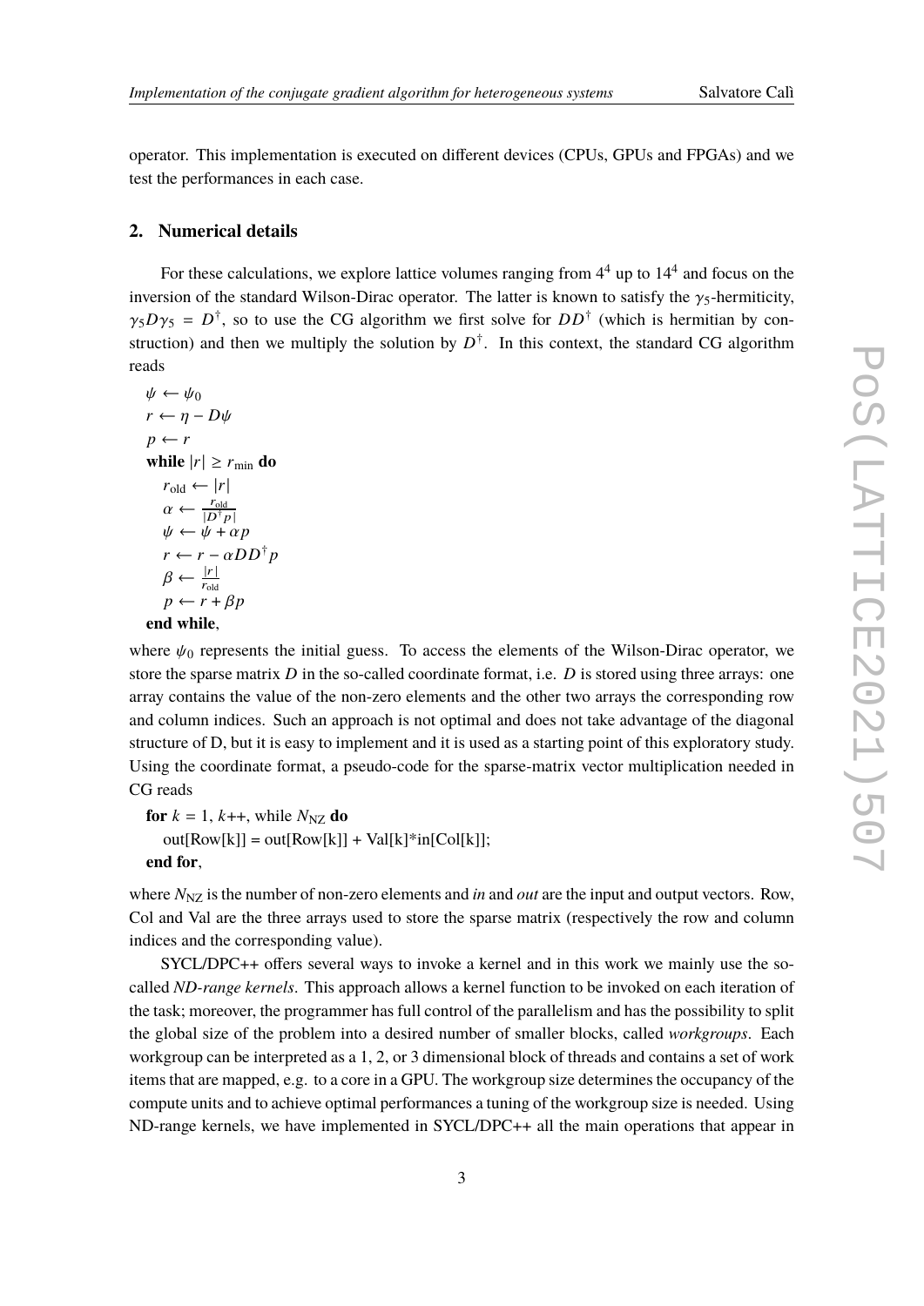operator. This implementation is executed on different devices (CPUs, GPUs and FPGAs) and we test the performances in each case.

## 2. Numerical details

For these calculations, we explore lattice volumes ranging from $4^4$ up to $14^4$ and focus on the inversion of the standard Wilson-Dirac operator. The latter is known to satisfy the $\gamma_5$-hermiticity, $\gamma_5 D \gamma_5 = D^\dagger$, so to use the CG algorithm we first solve for $DD^\dagger$ (which is hermitian by construction) and then we multiply the solution by $D^\dagger$. In this context, the standard CG algorithm reads

$\psi \leftarrow \psi_0$
$r \leftarrow \eta - D\psi$
$p \leftarrow r$
**while** $|r| \geq r_{\text{min}}$ **do**
  $r_{\text{old}} \leftarrow |r|$
  $\alpha \leftarrow \frac{r_{\text{old}}}{|D^\dagger p|}$
  $\psi \leftarrow \psi + \alpha p$
  $r \leftarrow r - \alpha DD^\dagger p$
  $\beta \leftarrow \frac{|r|}{r_{\text{old}}}$
  $p \leftarrow r + \beta p$
**end while**,

where $\psi_0$ represents the initial guess. To access the elements of the Wilson-Dirac operator, we store the sparse matrix $D$ in the so-called coordinate format, i.e. $D$ is stored using three arrays: one array contains the value of the non-zero elements and the other two arrays the corresponding row and column indices. Such an approach is not optimal and does not take advantage of the diagonal structure of D, but it is easy to implement and it is used as a starting point of this exploratory study. Using the coordinate format, a pseudo-code for the sparse-matrix vector multiplication needed in CG reads

**for** $k = 1$, $k$++, while $N_{\text{NZ}}$ **do**
  out[Row[k]] = out[Row[k]] + Val[k]*in[Col[k]];
**end for**,

where $N_{\text{NZ}}$ is the number of non-zero elements and *in* and *out* are the input and output vectors. Row, Col and Val are the three arrays used to store the sparse matrix (respectively the row and column indices and the corresponding value).

SYCL/DPC++ offers several ways to invoke a kernel and in this work we mainly use the so-called *ND-range kernels*. This approach allows a kernel function to be invoked on each iteration of the task; moreover, the programmer has full control of the parallelism and has the possibility to split the global size of the problem into a desired number of smaller blocks, called *workgroups*. Each workgroup can be interpreted as a 1, 2, or 3 dimensional block of threads and contains a set of work items that are mapped, e.g. to a core in a GPU. The workgroup size determines the occupancy of the compute units and to achieve optimal performances a tuning of the workgroup size is needed. Using ND-range kernels, we have implemented in SYCL/DPC++ all the main operations that appear in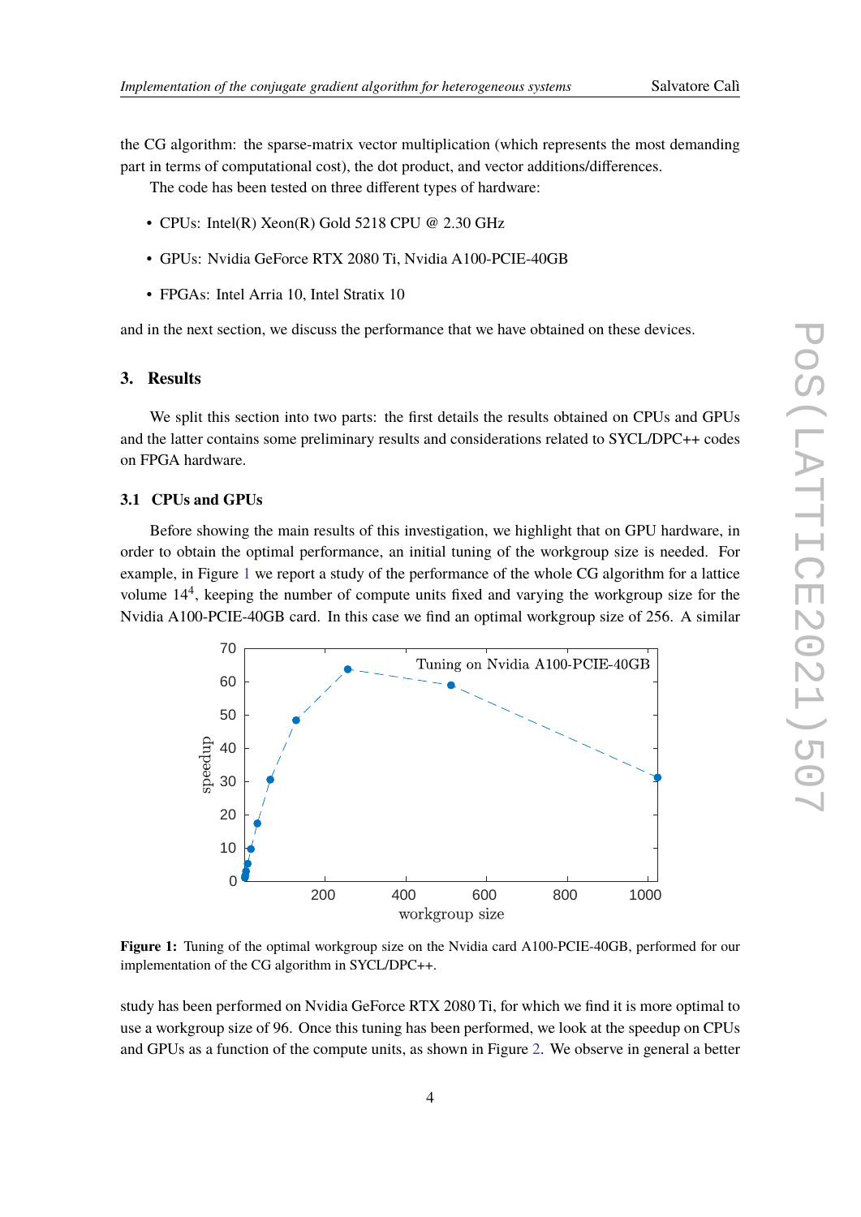the CG algorithm: the sparse-matrix vector multiplication (which represents the most demanding part in terms of computational cost), the dot product, and vector additions/differences.

The code has been tested on three different types of hardware:

- CPUs: Intel(R) Xeon(R) Gold 5218 CPU @ 2.30 GHz
- GPUs: Nvidia GeForce RTX 2080 Ti, Nvidia A100-PCIE-40GB
- FPGAs: Intel Arria 10, Intel Stratix 10

and in the next section, we discuss the performance that we have obtained on these devices.

## 3. Results

We split this section into two parts: the first details the results obtained on CPUs and GPUs and the latter contains some preliminary results and considerations related to SYCL/DPC++ codes on FPGA hardware.

### 3.1 CPUs and GPUs

Before showing the main results of this investigation, we highlight that on GPU hardware, in order to obtain the optimal performance, an initial tuning of the workgroup size is needed. For example, in Figure 1 we report a study of the performance of the whole CG algorithm for a lattice volume $14^4$, keeping the number of compute units fixed and varying the workgroup size for the Nvidia A100-PCIE-40GB card. In this case we find an optimal workgroup size of 256. A similar

**Figure 1:** Tuning of the optimal workgroup size on the Nvidia card A100-PCIE-40GB, performed for our implementation of the CG algorithm in SYCL/DPC++.

study has been performed on Nvidia GeForce RTX 2080 Ti, for which we find it is more optimal to use a workgroup size of 96. Once this tuning has been performed, we look at the speedup on CPUs and GPUs as a function of the compute units, as shown in Figure 2. We observe in general a better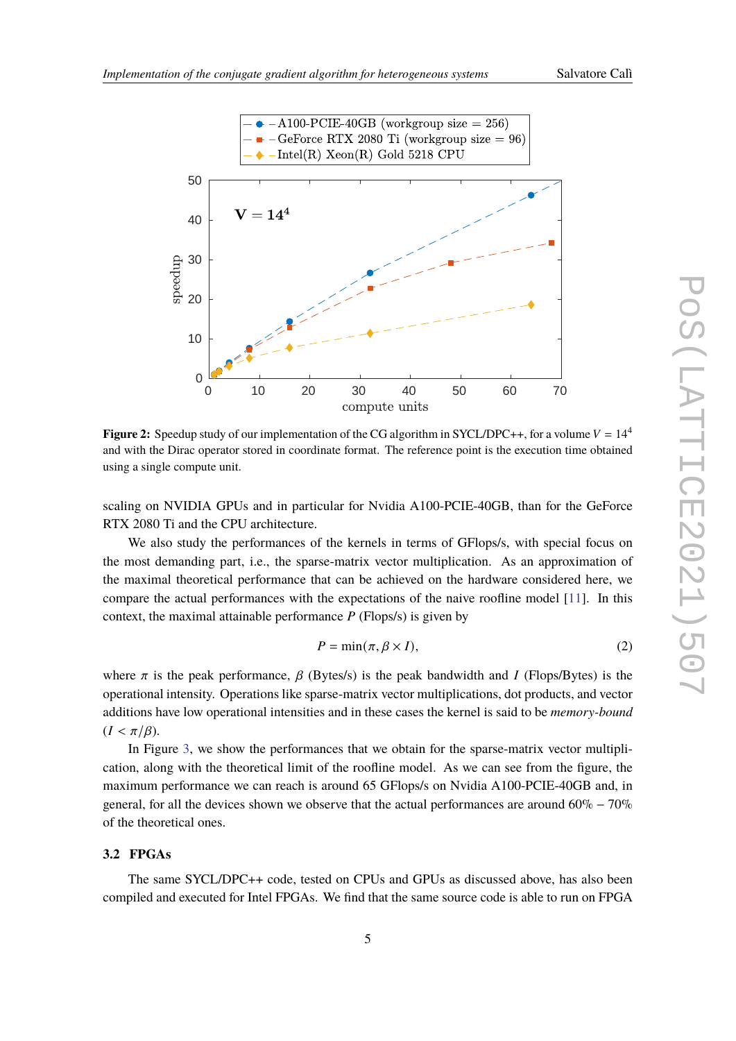**Figure 2:** Speedup study of our implementation of the CG algorithm in SYCL/DPC++, for a volume $V = 14^4$ and with the Dirac operator stored in coordinate format. The reference point is the execution time obtained using a single compute unit.

scaling on NVIDIA GPUs and in particular for Nvidia A100-PCIE-40GB, than for the GeForce RTX 2080 Ti and the CPU architecture.

We also study the performances of the kernels in terms of GFlops/s, with special focus on the most demanding part, i.e., the sparse-matrix vector multiplication. As an approximation of the maximal theoretical performance that can be achieved on the hardware considered here, we compare the actual performances with the expectations of the naive roofline model [11]. In this context, the maximal attainable performance $P$ (Flops/s) is given by

$$P = \min(\pi, \beta \times I), \tag{2}$$

where $\pi$ is the peak performance, $\beta$ (Bytes/s) is the peak bandwidth and $I$ (Flops/Bytes) is the operational intensity. Operations like sparse-matrix vector multiplications, dot products, and vector additions have low operational intensities and in these cases the kernel is said to be *memory-bound* ($I < \pi/\beta$).

In Figure 3, we show the performances that we obtain for the sparse-matrix vector multiplication, along with the theoretical limit of the roofline model. As we can see from the figure, the maximum performance we can reach is around 65 GFlops/s on Nvidia A100-PCIE-40GB and, in general, for all the devices shown we observe that the actual performances are around 60% − 70% of the theoretical ones.

### 3.2 FPGAs

The same SYCL/DPC++ code, tested on CPUs and GPUs as discussed above, has also been compiled and executed for Intel FPGAs. We find that the same source code is able to run on FPGA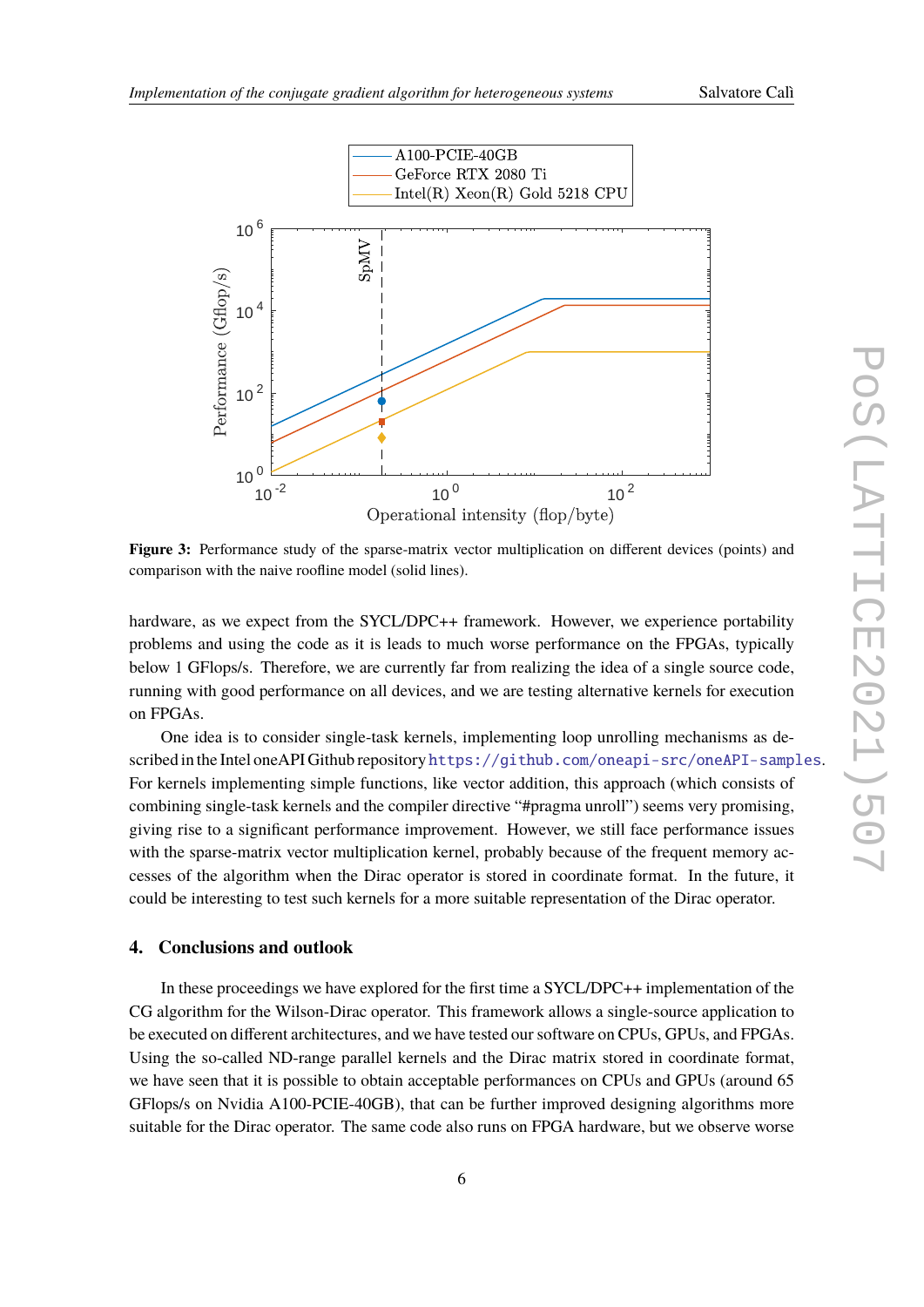**Figure 3:** Performance study of the sparse-matrix vector multiplication on different devices (points) and comparison with the naive roofline model (solid lines).

hardware, as we expect from the SYCL/DPC++ framework. However, we experience portability problems and using the code as it is leads to much worse performance on the FPGAs, typically below 1 GFlops/s. Therefore, we are currently far from realizing the idea of a single source code, running with good performance on all devices, and we are testing alternative kernels for execution on FPGAs.

One idea is to consider single-task kernels, implementing loop unrolling mechanisms as described in the Intel oneAPI Github repository https://github.com/oneapi-src/oneAPI-samples. For kernels implementing simple functions, like vector addition, this approach (which consists of combining single-task kernels and the compiler directive "#pragma unroll") seems very promising, giving rise to a significant performance improvement. However, we still face performance issues with the sparse-matrix vector multiplication kernel, probably because of the frequent memory accesses of the algorithm when the Dirac operator is stored in coordinate format. In the future, it could be interesting to test such kernels for a more suitable representation of the Dirac operator.

## 4. Conclusions and outlook

In these proceedings we have explored for the first time a SYCL/DPC++ implementation of the CG algorithm for the Wilson-Dirac operator. This framework allows a single-source application to be executed on different architectures, and we have tested our software on CPUs, GPUs, and FPGAs. Using the so-called ND-range parallel kernels and the Dirac matrix stored in coordinate format, we have seen that it is possible to obtain acceptable performances on CPUs and GPUs (around 65 GFlops/s on Nvidia A100-PCIE-40GB), that can be further improved designing algorithms more suitable for the Dirac operator. The same code also runs on FPGA hardware, but we observe worse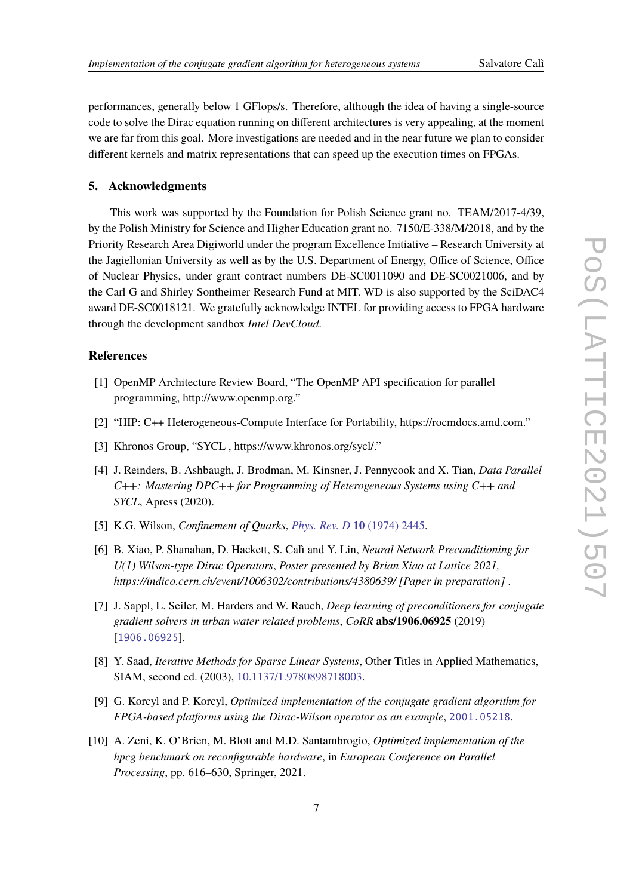performances, generally below 1 GFlops/s. Therefore, although the idea of having a single-source code to solve the Dirac equation running on different architectures is very appealing, at the moment we are far from this goal. More investigations are needed and in the near future we plan to consider different kernels and matrix representations that can speed up the execution times on FPGAs.

## 5. Acknowledgments

This work was supported by the Foundation for Polish Science grant no. TEAM/2017-4/39, by the Polish Ministry for Science and Higher Education grant no. 7150/E-338/M/2018, and by the Priority Research Area Digiworld under the program Excellence Initiative – Research University at the Jagiellonian University as well as by the U.S. Department of Energy, Office of Science, Office of Nuclear Physics, under grant contract numbers DE-SC0011090 and DE-SC0021006, and by the Carl G and Shirley Sontheimer Research Fund at MIT. WD is also supported by the SciDAC4 award DE-SC0018121. We gratefully acknowledge INTEL for providing access to FPGA hardware through the development sandbox *Intel DevCloud*.

## References

[1] OpenMP Architecture Review Board, "The OpenMP API specification for parallel programming, http://www.openmp.org."

[2] "HIP: C++ Heterogeneous-Compute Interface for Portability, https://rocmdocs.amd.com."

[3] Khronos Group, "SYCL , https://www.khronos.org/sycl/."

[4] J. Reinders, B. Ashbaugh, J. Brodman, M. Kinsner, J. Pennycook and X. Tian, *Data Parallel C++: Mastering DPC++ for Programming of Heterogeneous Systems using C++ and SYCL*, Apress (2020).

[5] K.G. Wilson, *Confinement of Quarks*, *Phys. Rev. D* **10** (1974) 2445.

[6] B. Xiao, P. Shanahan, D. Hackett, S. Calì and Y. Lin, *Neural Network Preconditioning for U(1) Wilson-type Dirac Operators*, *Poster presented by Brian Xiao at Lattice 2021, https://indico.cern.ch/event/1006302/contributions/4380639/ [Paper in preparation]* .

[7] J. Sappl, L. Seiler, M. Harders and W. Rauch, *Deep learning of preconditioners for conjugate gradient solvers in urban water related problems*, *CoRR* **abs/1906.06925** (2019) [1906.06925].

[8] Y. Saad, *Iterative Methods for Sparse Linear Systems*, Other Titles in Applied Mathematics, SIAM, second ed. (2003), 10.1137/1.9780898718003.

[9] G. Korcyl and P. Korcyl, *Optimized implementation of the conjugate gradient algorithm for FPGA-based platforms using the Dirac-Wilson operator as an example*, 2001.05218.

[10] A. Zeni, K. O'Brien, M. Blott and M.D. Santambrogio, *Optimized implementation of the hpcg benchmark on reconfigurable hardware*, in *European Conference on Parallel Processing*, pp. 616–630, Springer, 2021.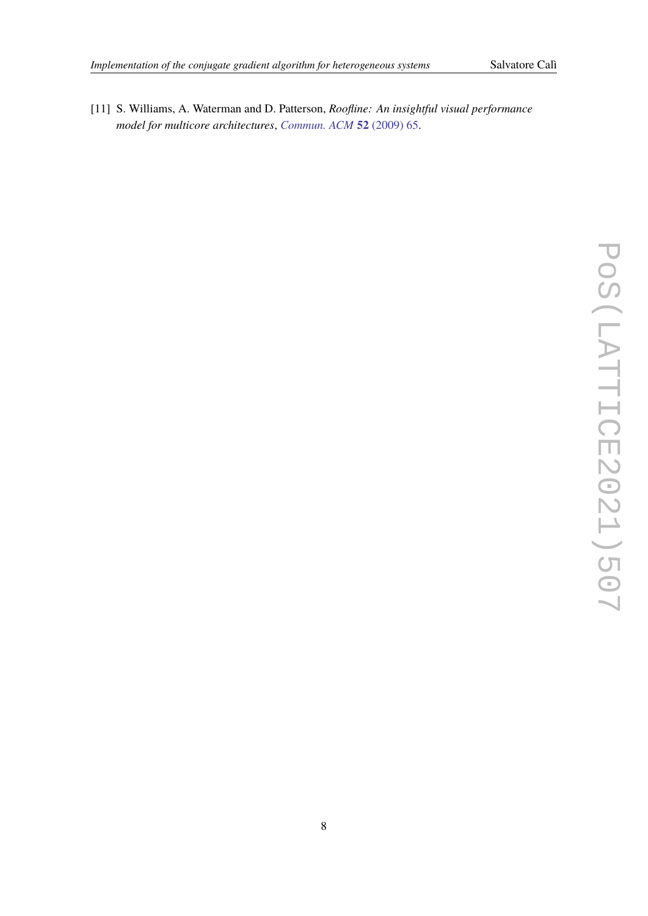[11] S. Williams, A. Waterman and D. Patterson, *Roofline: An insightful visual performance model for multicore architectures*, *Commun. ACM* **52** (2009) 65.